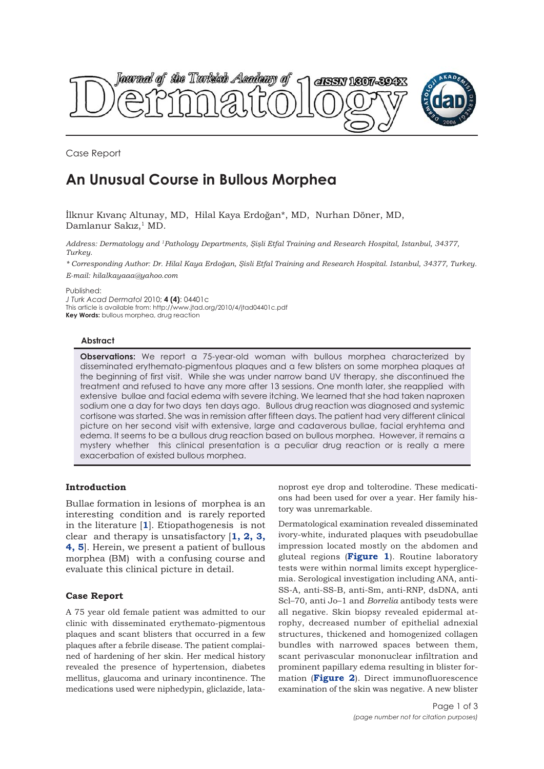Case Report

# An Unusual Course in Bullous Morphea

İlknur Kıvanç Altunay, MD, Hilal Kaya Erdoğan*, MD, Nurhan Döner, MD, Damlanur Sakız,[1] MD.

*Address: Dermatology and [1]Pathology Departments, Şişli Etfal Training and Research Hospital, Istanbul, 34377, Turkey.*

*\* Corresponding Author: Dr. Hilal Kaya Erdoğan, Şisli Etfal Training and Research Hospital. Istanbul, 34377, Turkey. E-mail: hilalkayaaa@yahoo.com*

Published:
*J Turk Acad Dermatol* 2010; **4 (4)**: 04401c
This article is available from: http://www.jtad.org/2010/4/jtad04401c.pdf
**Key Words:** bullous morphea, drug reaction

### Abstract

**Observations:** We report a 75-year-old woman with bullous morphea characterized by disseminated erythemato-pigmentous plaques and a few blisters on some morphea plaques at the beginning of first visit. While she was under narrow band UV therapy, she discontinued the treatment and refused to have any more after 13 sessions. One month later, she reapplied with extensive bullae and facial edema with severe itching. We learned that she had taken naproxen sodium one a day for two days ten days ago. Bullous drug reaction was diagnosed and systemic cortisone was started. She was in remission after fifteen days. The patient had very different clinical picture on her second visit with extensive, large and cadaverous bullae, facial eryhtema and edema. It seems to be a bullous drug reaction based on bullous morphea. However, it remains a mystery whether this clinical presentation is a peculiar drug reaction or is really a mere exacerbation of existed bullous morphea.

## Introduction

Bullae formation in lesions of morphea is an interesting condition and is rarely reported in the literature [1]. Etiopathogenesis is not clear and therapy is unsatisfactory [1, 2, 3, 4, 5]. Herein, we present a patient of bullous morphea (BM) with a confusing course and evaluate this clinical picture in detail.

## Case Report

A 75 year old female patient was admitted to our clinic with disseminated erythemato-pigmentous plaques and scant blisters that occurred in a few plaques after a febrile disease. The patient complained of hardening of her skin. Her medical history revealed the presence of hypertension, diabetes mellitus, glaucoma and urinary incontinence. The medications used were niphedypin, gliclazide, latanoprost eye drop and tolterodine. These medications had been used for over a year. Her family history was unremarkable.

Dermatological examination revealed disseminated ivory-white, indurated plaques with pseudobullae impression located mostly on the abdomen and gluteal regions (**Figure 1**). Routine laboratory tests were within normal limits except hyperglicemia. Serological investigation including ANA, anti-SS-A, anti-SS-B, anti-Sm, anti-RNP, dsDNA, anti Scl–70, anti Jo–1 and *Borrelia* antibody tests were all negative. Skin biopsy revealed epidermal atrophy, decreased number of epithelial adnexial structures, thickened and homogenized collagen bundles with narrowed spaces between them, scant perivascular mononuclear infiltration and prominent papillary edema resulting in blister formation (**Figure 2**). Direct immunofluorescence examination of the skin was negative. A new blister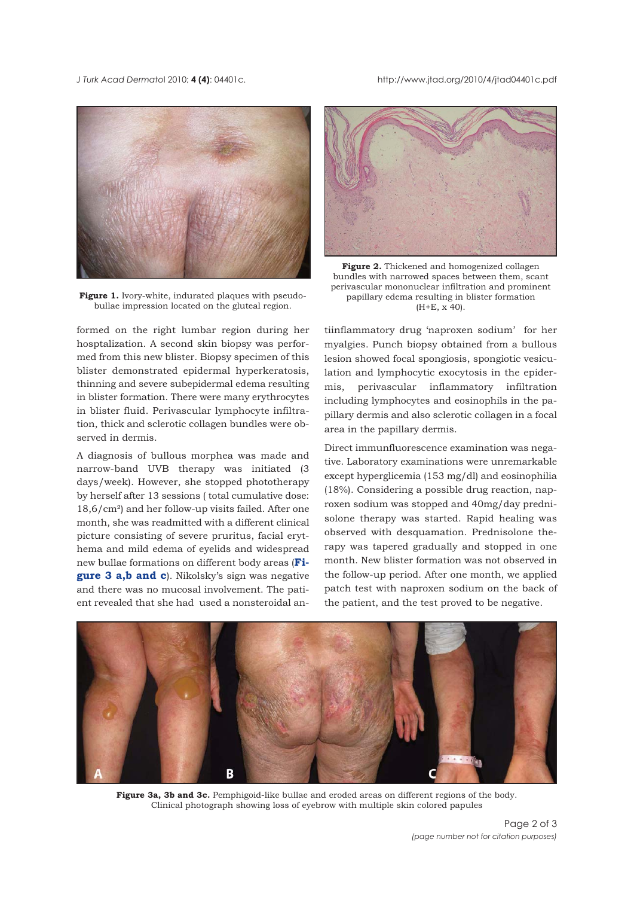**Figure 1.** Ivory-white, indurated plaques with pseudobullae impression located on the gluteal region.

**Figure 2.** Thickened and homogenized collagen bundles with narrowed spaces between them, scant perivascular mononuclear infiltration and prominent papillary edema resulting in blister formation (H+E, x 40).

formed on the right lumbar region during her hosptalization. A second skin biopsy was performed from this new blister. Biopsy specimen of this blister demonstrated epidermal hyperkeratosis, thinning and severe subepidermal edema resulting in blister formation. There were many erythrocytes in blister fluid. Perivascular lymphocyte infiltration, thick and sclerotic collagen bundles were observed in dermis.

A diagnosis of bullous morphea was made and narrow-band UVB therapy was initiated (3 days/week). However, she stopped phototherapy by herself after 13 sessions ( total cumulative dose: 18,6/cm²) and her follow-up visits failed. After one month, she was readmitted with a different clinical picture consisting of severe pruritus, facial erythema and mild edema of eyelids and widespread new bullae formations on different body areas (**Figure 3 a,b and c**). Nikolsky's sign was negative and there was no mucosal involvement. The patient revealed that she had used a nonsteroidal antiinflammatory drug 'naproxen sodium' for her myalgies. Punch biopsy obtained from a bullous lesion showed focal spongiosis, spongiotic vesiculation and lymphocytic exocytosis in the epidermis, perivascular inflammatory infiltration including lymphocytes and eosinophils in the papillary dermis and also sclerotic collagen in a focal area in the papillary dermis.

Direct immunfluorescence examination was negative. Laboratory examinations were unremarkable except hyperglicemia (153 mg/dl) and eosinophilia (18%). Considering a possible drug reaction, naproxen sodium was stopped and 40mg/day prednisolone therapy was started. Rapid healing was observed with desquamation. Prednisolone therapy was tapered gradually and stopped in one month. New blister formation was not observed in the follow-up period. After one month, we applied patch test with naproxen sodium on the back of the patient, and the test proved to be negative.

**Figure 3a, 3b and 3c.** Pemphigoid-like bullae and eroded areas on different regions of the body. Clinical photograph showing loss of eyebrow with multiple skin colored papules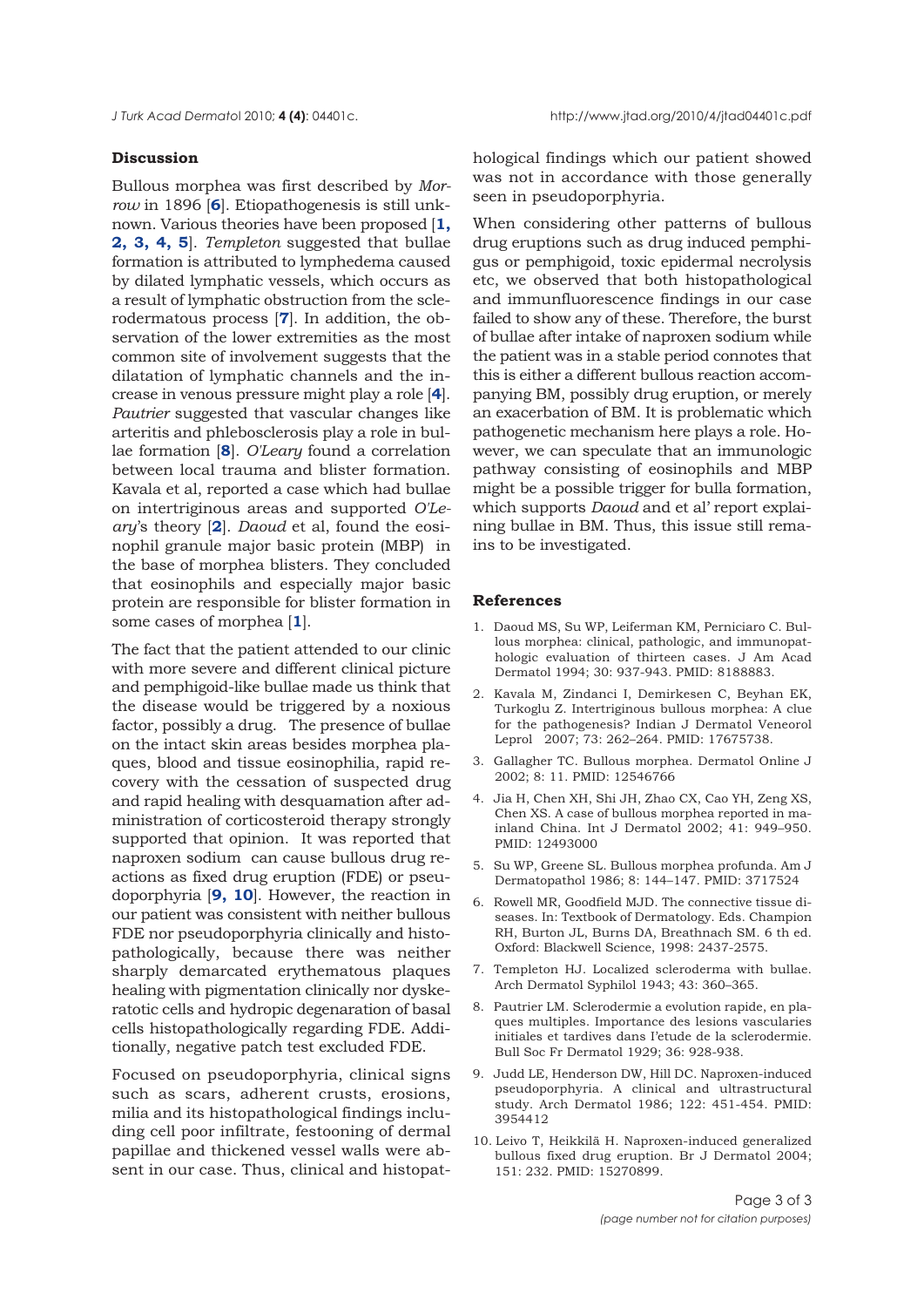### Discussion

Bullous morphea was first described by *Morrow* in 1896 [**6**]. Etiopathogenesis is still unknown. Various theories have been proposed [**1, 2, 3, 4, 5**]. *Templeton* suggested that bullae formation is attributed to lymphedema caused by dilated lymphatic vessels, which occurs as a result of lymphatic obstruction from the sclerodermatous process [**7**]. In addition, the observation of the lower extremities as the most common site of involvement suggests that the dilatation of lymphatic channels and the increase in venous pressure might play a role [**4**]. *Pautrier* suggested that vascular changes like arteritis and phlebosclerosis play a role in bullae formation [**8**]. *O'Leary* found a correlation between local trauma and blister formation. Kavala et al, reported a case which had bullae on intertriginous areas and supported *O'Leary*'s theory [**2**]. *Daoud* et al, found the eosinophil granule major basic protein (MBP) in the base of morphea blisters. They concluded that eosinophils and especially major basic protein are responsible for blister formation in some cases of morphea [**1**].

The fact that the patient attended to our clinic with more severe and different clinical picture and pemphigoid-like bullae made us think that the disease would be triggered by a noxious factor, possibly a drug. The presence of bullae on the intact skin areas besides morphea plaques, blood and tissue eosinophilia, rapid recovery with the cessation of suspected drug and rapid healing with desquamation after administration of corticosteroid therapy strongly supported that opinion. It was reported that naproxen sodium can cause bullous drug reactions as fixed drug eruption (FDE) or pseudoporphyria [**9, 10**]. However, the reaction in our patient was consistent with neither bullous FDE nor pseudoporphyria clinically and histopathologically, because there was neither sharply demarcated erythematous plaques healing with pigmentation clinically nor dyskeratotic cells and hydropic degeneration of basal cells histopathologically regarding FDE. Additionally, negative patch test excluded FDE.

Focused on pseudoporphyria, clinical signs such as scars, adherent crusts, erosions, milia and its histopathological findings including cell poor infiltrate, festooning of dermal papillae and thickened vessel walls were absent in our case. Thus, clinical and histopathological findings which our patient showed was not in accordance with those generally seen in pseudoporphyria.

When considering other patterns of bullous drug eruptions such as drug induced pemphigus or pemphigoid, toxic epidermal necrolysis etc, we observed that both histopathological and immunfluorescence findings in our case failed to show any of these. Therefore, the burst of bullae after intake of naproxen sodium while the patient was in a stable period connotes that this is either a different bullous reaction accompanying BM, possibly drug eruption, or merely an exacerbation of BM. It is problematic which pathogenetic mechanism here plays a role. However, we can speculate that an immunologic pathway consisting of eosinophils and MBP might be a possible trigger for bulla formation, which supports *Daoud* and et al' report explaining bullae in BM. Thus, this issue still remains to be investigated.

### References

1. Daoud MS, Su WP, Leiferman KM, Perniciaro C. Bullous morphea: clinical, pathologic, and immunopathologic evaluation of thirteen cases. J Am Acad Dermatol 1994; 30: 937-943. PMID: 8188883.
2. Kavala M, Zindanci I, Demirkesen C, Beyhan EK, Turkoglu Z. Intertriginous bullous morphea: A clue for the pathogenesis? Indian J Dermatol Veneorol Leprol 2007; 73: 262–264. PMID: 17675738.
3. Gallagher TC. Bullous morphea. Dermatol Online J 2002; 8: 11. PMID: 12546766
4. Jia H, Chen XH, Shi JH, Zhao CX, Cao YH, Zeng XS, Chen XS. A case of bullous morphea reported in mainland China. Int J Dermatol 2002; 41: 949–950. PMID: 12493000
5. Su WP, Greene SL. Bullous morphea profunda. Am J Dermatopathol 1986; 8: 144–147. PMID: 3717524
6. Rowell MR, Goodfield MJD. The connective tissue diseases. In: Textbook of Dermatology. Eds. Champion RH, Burton JL, Burns DA, Breathnach SM. 6 th ed. Oxford: Blackwell Science, 1998: 2437-2575.
7. Templeton HJ. Localized scleroderma with bullae. Arch Dermatol Syphilol 1943; 43: 360–365.
8. Pautrier LM. Sclerodermie a evolution rapide, en plaques multiples. Importance des lesions vascularies initiales et tardives dans l'etude de la sclerodermie. Bull Soc Fr Dermatol 1929; 36: 928-938.
9. Judd LE, Henderson DW, Hill DC. Naproxen-induced pseudoporphyria. A clinical and ultrastructural study. Arch Dermatol 1986; 122: 451-454. PMID: 3954412
10. Leivo T, Heikkilä H. Naproxen-induced generalized bullous fixed drug eruption. Br J Dermatol 2004; 151: 232. PMID: 15270899.